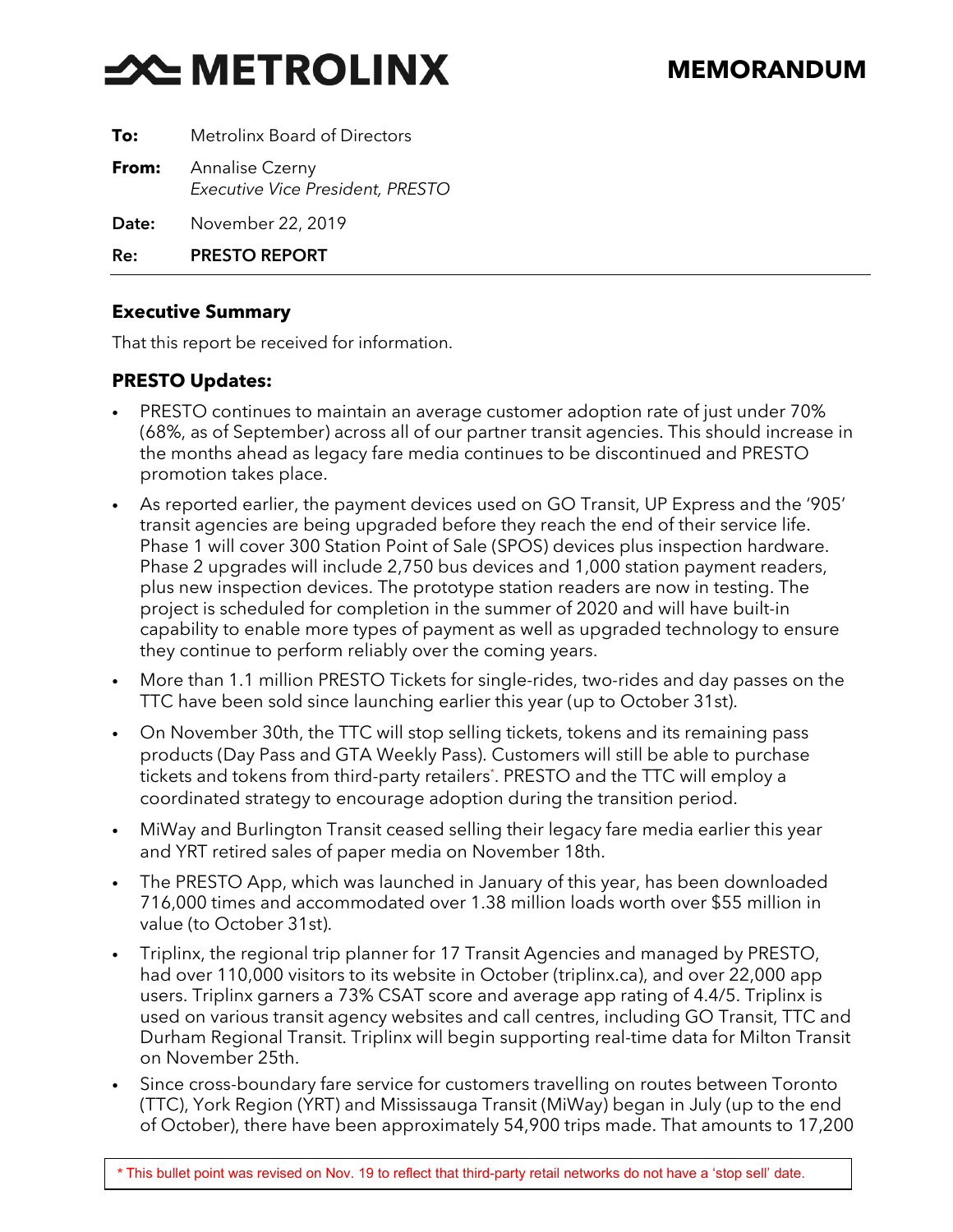# METROLINX

# MEMORANDUM

**To:** Metrolinx Board of Directors

**From:** Annalise Czerny
*Executive Vice President, PRESTO*

**Date:** November 22, 2019

**Re:** **PRESTO REPORT**

## Executive Summary

That this report be received for information.

## PRESTO Updates:

- PRESTO continues to maintain an average customer adoption rate of just under 70% (68%, as of September) across all of our partner transit agencies. This should increase in the months ahead as legacy fare media continues to be discontinued and PRESTO promotion takes place.
- As reported earlier, the payment devices used on GO Transit, UP Express and the '905' transit agencies are being upgraded before they reach the end of their service life. Phase 1 will cover 300 Station Point of Sale (SPOS) devices plus inspection hardware. Phase 2 upgrades will include 2,750 bus devices and 1,000 station payment readers, plus new inspection devices. The prototype station readers are now in testing. The project is scheduled for completion in the summer of 2020 and will have built-in capability to enable more types of payment as well as upgraded technology to ensure they continue to perform reliably over the coming years.
- More than 1.1 million PRESTO Tickets for single-rides, two-rides and day passes on the TTC have been sold since launching earlier this year (up to October 31st).
- On November 30th, the TTC will stop selling tickets, tokens and its remaining pass products (Day Pass and GTA Weekly Pass). Customers will still be able to purchase tickets and tokens from third-party retailers*. PRESTO and the TTC will employ a coordinated strategy to encourage adoption during the transition period.
- MiWay and Burlington Transit ceased selling their legacy fare media earlier this year and YRT retired sales of paper media on November 18th.
- The PRESTO App, which was launched in January of this year, has been downloaded 716,000 times and accommodated over 1.38 million loads worth over $55 million in value (to October 31st).
- Triplinx, the regional trip planner for 17 Transit Agencies and managed by PRESTO, had over 110,000 visitors to its website in October (triplinx.ca), and over 22,000 app users. Triplinx garners a 73% CSAT score and average app rating of 4.4/5. Triplinx is used on various transit agency websites and call centres, including GO Transit, TTC and Durham Regional Transit. Triplinx will begin supporting real-time data for Milton Transit on November 25th.
- Since cross-boundary fare service for customers travelling on routes between Toronto (TTC), York Region (YRT) and Mississauga Transit (MiWay) began in July (up to the end of October), there have been approximately 54,900 trips made. That amounts to 17,200

\* This bullet point was revised on Nov. 19 to reflect that third-party retail networks do not have a 'stop sell' date.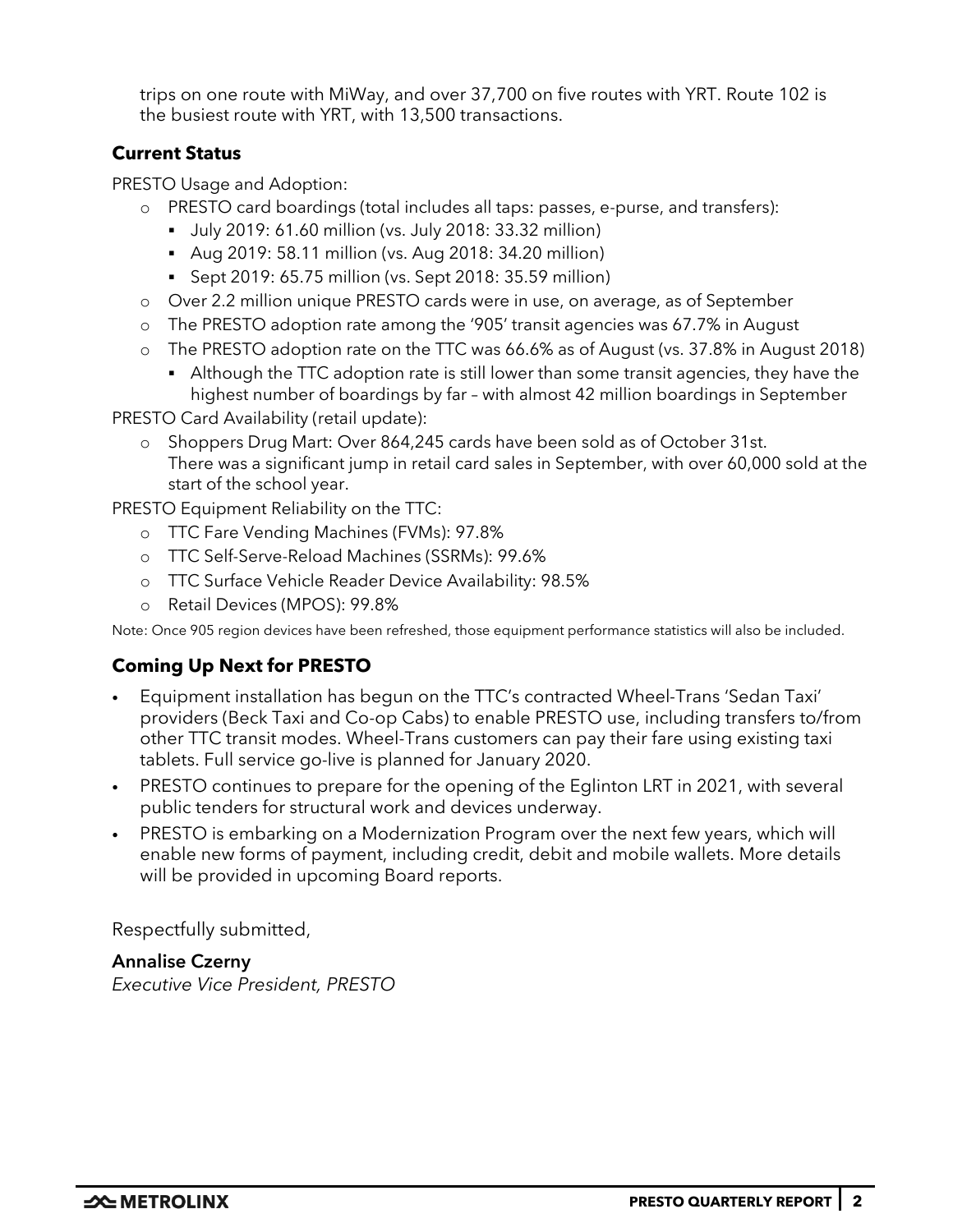trips on one route with MiWay, and over 37,700 on five routes with YRT. Route 102 is the busiest route with YRT, with 13,500 transactions.

### Current Status

PRESTO Usage and Adoption:

- PRESTO card boardings (total includes all taps: passes, e-purse, and transfers):
  - July 2019: 61.60 million (vs. July 2018: 33.32 million)
  - Aug 2019: 58.11 million (vs. Aug 2018: 34.20 million)
  - Sept 2019: 65.75 million (vs. Sept 2018: 35.59 million)
- Over 2.2 million unique PRESTO cards were in use, on average, as of September
- The PRESTO adoption rate among the '905' transit agencies was 67.7% in August
- The PRESTO adoption rate on the TTC was 66.6% as of August (vs. 37.8% in August 2018)
  - Although the TTC adoption rate is still lower than some transit agencies, they have the highest number of boardings by far – with almost 42 million boardings in September

PRESTO Card Availability (retail update):

- Shoppers Drug Mart: Over 864,245 cards have been sold as of October 31st.
  There was a significant jump in retail card sales in September, with over 60,000 sold at the start of the school year.

PRESTO Equipment Reliability on the TTC:

- TTC Fare Vending Machines (FVMs): 97.8%
- TTC Self-Serve-Reload Machines (SSRMs): 99.6%
- TTC Surface Vehicle Reader Device Availability: 98.5%
- Retail Devices (MPOS): 99.8%

Note: Once 905 region devices have been refreshed, those equipment performance statistics will also be included.

### Coming Up Next for PRESTO

- Equipment installation has begun on the TTC's contracted Wheel-Trans 'Sedan Taxi' providers (Beck Taxi and Co-op Cabs) to enable PRESTO use, including transfers to/from other TTC transit modes. Wheel-Trans customers can pay their fare using existing taxi tablets. Full service go-live is planned for January 2020.
- PRESTO continues to prepare for the opening of the Eglinton LRT in 2021, with several public tenders for structural work and devices underway.
- PRESTO is embarking on a Modernization Program over the next few years, which will enable new forms of payment, including credit, debit and mobile wallets. More details will be provided in upcoming Board reports.

Respectfully submitted,

**Annalise Czerny**
*Executive Vice President, PRESTO*